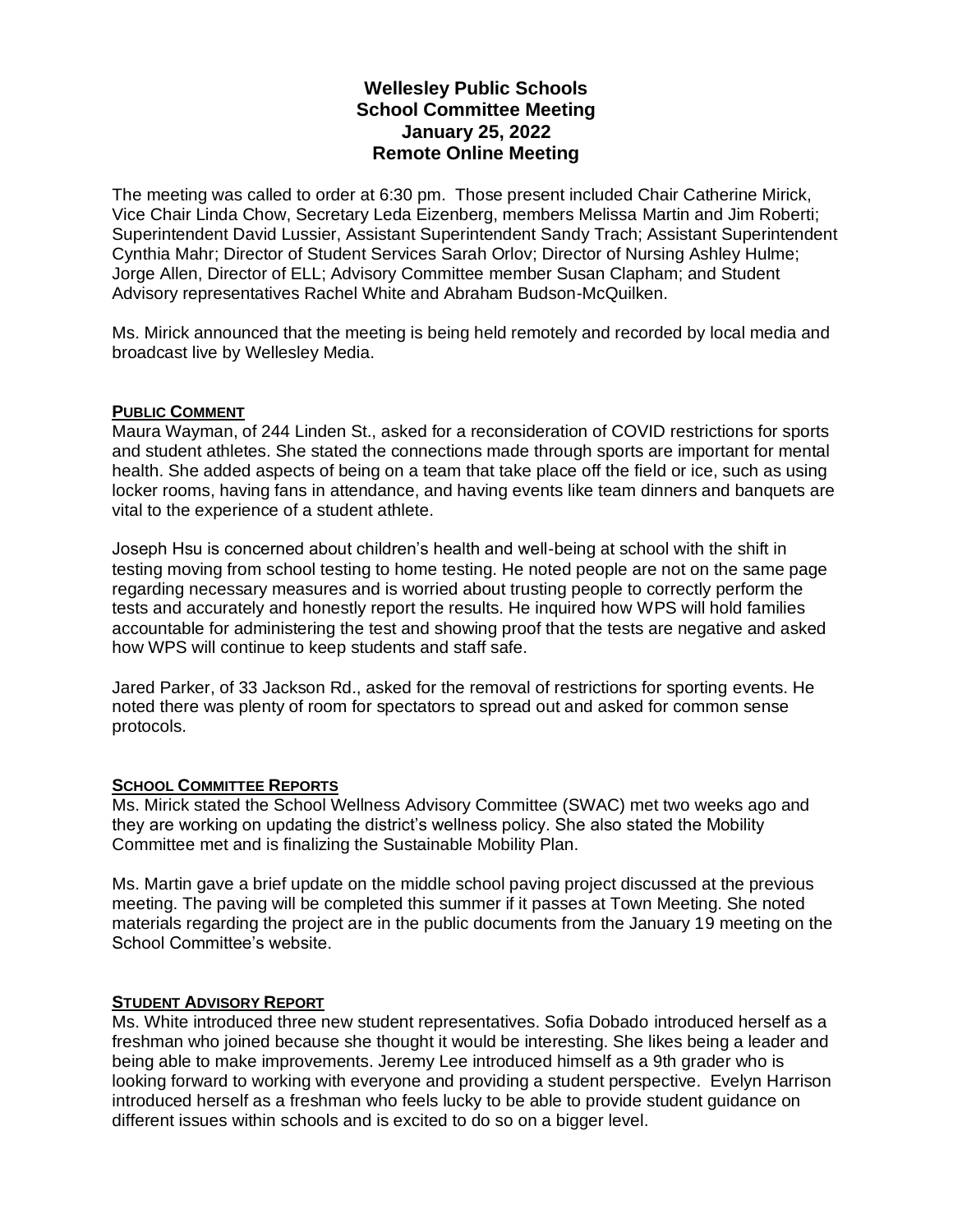# Wellesley Public Schools
## School Committee Meeting
## January 25, 2022
## Remote Online Meeting

The meeting was called to order at 6:30 pm. Those present included Chair Catherine Mirick, Vice Chair Linda Chow, Secretary Leda Eizenberg, members Melissa Martin and Jim Roberti; Superintendent David Lussier, Assistant Superintendent Sandy Trach; Assistant Superintendent Cynthia Mahr; Director of Student Services Sarah Orlov; Director of Nursing Ashley Hulme; Jorge Allen, Director of ELL; Advisory Committee member Susan Clapham; and Student Advisory representatives Rachel White and Abraham Budson-McQuilken.

Ms. Mirick announced that the meeting is being held remotely and recorded by local media and broadcast live by Wellesley Media.

### PUBLIC COMMENT

Maura Wayman, of 244 Linden St., asked for a reconsideration of COVID restrictions for sports and student athletes. She stated the connections made through sports are important for mental health. She added aspects of being on a team that take place off the field or ice, such as using locker rooms, having fans in attendance, and having events like team dinners and banquets are vital to the experience of a student athlete.

Joseph Hsu is concerned about children's health and well-being at school with the shift in testing moving from school testing to home testing. He noted people are not on the same page regarding necessary measures and is worried about trusting people to correctly perform the tests and accurately and honestly report the results. He inquired how WPS will hold families accountable for administering the test and showing proof that the tests are negative and asked how WPS will continue to keep students and staff safe.

Jared Parker, of 33 Jackson Rd., asked for the removal of restrictions for sporting events. He noted there was plenty of room for spectators to spread out and asked for common sense protocols.

### SCHOOL COMMITTEE REPORTS

Ms. Mirick stated the School Wellness Advisory Committee (SWAC) met two weeks ago and they are working on updating the district's wellness policy. She also stated the Mobility Committee met and is finalizing the Sustainable Mobility Plan.

Ms. Martin gave a brief update on the middle school paving project discussed at the previous meeting. The paving will be completed this summer if it passes at Town Meeting. She noted materials regarding the project are in the public documents from the January 19 meeting on the School Committee's website.

### STUDENT ADVISORY REPORT

Ms. White introduced three new student representatives. Sofia Dobado introduced herself as a freshman who joined because she thought it would be interesting. She likes being a leader and being able to make improvements. Jeremy Lee introduced himself as a 9th grader who is looking forward to working with everyone and providing a student perspective. Evelyn Harrison introduced herself as a freshman who feels lucky to be able to provide student guidance on different issues within schools and is excited to do so on a bigger level.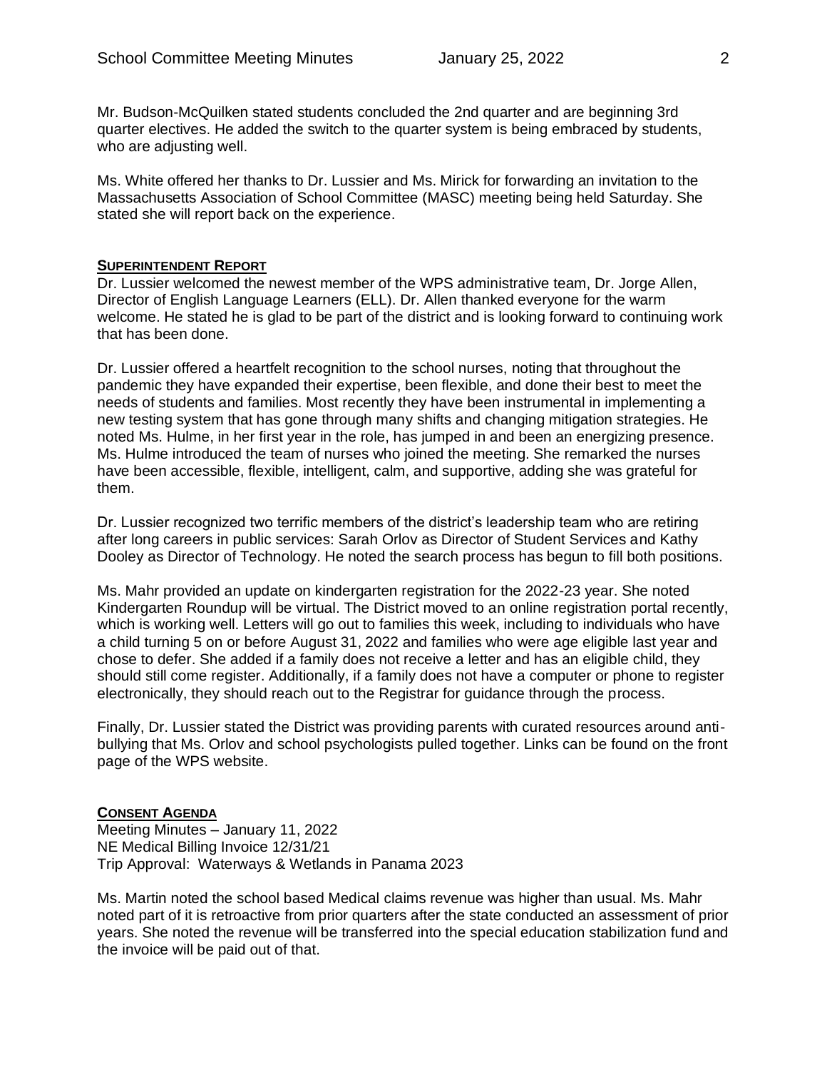Mr. Budson-McQuilken stated students concluded the 2nd quarter and are beginning 3rd quarter electives. He added the switch to the quarter system is being embraced by students, who are adjusting well.

Ms. White offered her thanks to Dr. Lussier and Ms. Mirick for forwarding an invitation to the Massachusetts Association of School Committee (MASC) meeting being held Saturday. She stated she will report back on the experience.

## SUPERINTENDENT REPORT

Dr. Lussier welcomed the newest member of the WPS administrative team, Dr. Jorge Allen, Director of English Language Learners (ELL). Dr. Allen thanked everyone for the warm welcome. He stated he is glad to be part of the district and is looking forward to continuing work that has been done.

Dr. Lussier offered a heartfelt recognition to the school nurses, noting that throughout the pandemic they have expanded their expertise, been flexible, and done their best to meet the needs of students and families. Most recently they have been instrumental in implementing a new testing system that has gone through many shifts and changing mitigation strategies. He noted Ms. Hulme, in her first year in the role, has jumped in and been an energizing presence. Ms. Hulme introduced the team of nurses who joined the meeting. She remarked the nurses have been accessible, flexible, intelligent, calm, and supportive, adding she was grateful for them.

Dr. Lussier recognized two terrific members of the district's leadership team who are retiring after long careers in public services: Sarah Orlov as Director of Student Services and Kathy Dooley as Director of Technology. He noted the search process has begun to fill both positions.

Ms. Mahr provided an update on kindergarten registration for the 2022-23 year. She noted Kindergarten Roundup will be virtual. The District moved to an online registration portal recently, which is working well. Letters will go out to families this week, including to individuals who have a child turning 5 on or before August 31, 2022 and families who were age eligible last year and chose to defer. She added if a family does not receive a letter and has an eligible child, they should still come register. Additionally, if a family does not have a computer or phone to register electronically, they should reach out to the Registrar for guidance through the process.

Finally, Dr. Lussier stated the District was providing parents with curated resources around anti-bullying that Ms. Orlov and school psychologists pulled together. Links can be found on the front page of the WPS website.

## CONSENT AGENDA

Meeting Minutes – January 11, 2022
NE Medical Billing Invoice 12/31/21
Trip Approval: Waterways & Wetlands in Panama 2023

Ms. Martin noted the school based Medical claims revenue was higher than usual. Ms. Mahr noted part of it is retroactive from prior quarters after the state conducted an assessment of prior years. She noted the revenue will be transferred into the special education stabilization fund and the invoice will be paid out of that.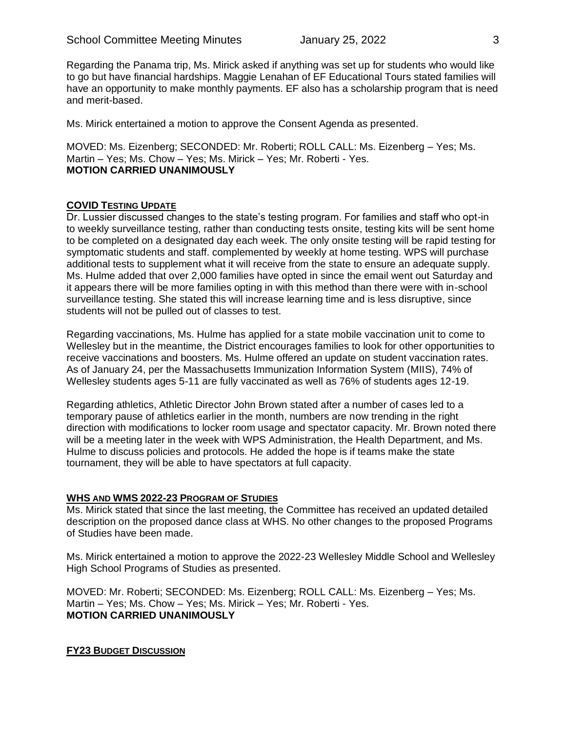Regarding the Panama trip, Ms. Mirick asked if anything was set up for students who would like to go but have financial hardships. Maggie Lenahan of EF Educational Tours stated families will have an opportunity to make monthly payments. EF also has a scholarship program that is need and merit-based.

Ms. Mirick entertained a motion to approve the Consent Agenda as presented.

MOVED: Ms. Eizenberg; SECONDED: Mr. Roberti; ROLL CALL: Ms. Eizenberg – Yes; Ms. Martin – Yes; Ms. Chow – Yes; Ms. Mirick – Yes; Mr. Roberti - Yes.
**MOTION CARRIED UNANIMOUSLY**

## **COVID TESTING UPDATE**

Dr. Lussier discussed changes to the state's testing program. For families and staff who opt-in to weekly surveillance testing, rather than conducting tests onsite, testing kits will be sent home to be completed on a designated day each week. The only onsite testing will be rapid testing for symptomatic students and staff. complemented by weekly at home testing. WPS will purchase additional tests to supplement what it will receive from the state to ensure an adequate supply. Ms. Hulme added that over 2,000 families have opted in since the email went out Saturday and it appears there will be more families opting in with this method than there were with in-school surveillance testing. She stated this will increase learning time and is less disruptive, since students will not be pulled out of classes to test.

Regarding vaccinations, Ms. Hulme has applied for a state mobile vaccination unit to come to Wellesley but in the meantime, the District encourages families to look for other opportunities to receive vaccinations and boosters. Ms. Hulme offered an update on student vaccination rates. As of January 24, per the Massachusetts Immunization Information System (MIIS), 74% of Wellesley students ages 5-11 are fully vaccinated as well as 76% of students ages 12-19.

Regarding athletics, Athletic Director John Brown stated after a number of cases led to a temporary pause of athletics earlier in the month, numbers are now trending in the right direction with modifications to locker room usage and spectator capacity. Mr. Brown noted there will be a meeting later in the week with WPS Administration, the Health Department, and Ms. Hulme to discuss policies and protocols. He added the hope is if teams make the state tournament, they will be able to have spectators at full capacity.

## **WHS AND WMS 2022-23 PROGRAM OF STUDIES**

Ms. Mirick stated that since the last meeting, the Committee has received an updated detailed description on the proposed dance class at WHS. No other changes to the proposed Programs of Studies have been made.

Ms. Mirick entertained a motion to approve the 2022-23 Wellesley Middle School and Wellesley High School Programs of Studies as presented.

MOVED: Mr. Roberti; SECONDED: Ms. Eizenberg; ROLL CALL: Ms. Eizenberg – Yes; Ms. Martin – Yes; Ms. Chow – Yes; Ms. Mirick – Yes; Mr. Roberti - Yes.
**MOTION CARRIED UNANIMOUSLY**

## **FY23 BUDGET DISCUSSION**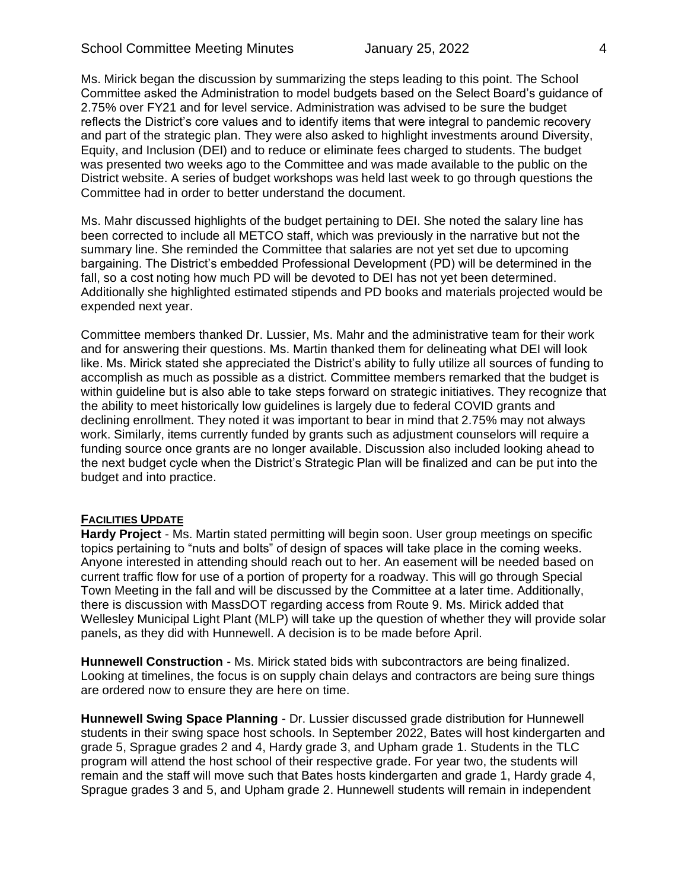Ms. Mirick began the discussion by summarizing the steps leading to this point. The School Committee asked the Administration to model budgets based on the Select Board's guidance of 2.75% over FY21 and for level service. Administration was advised to be sure the budget reflects the District's core values and to identify items that were integral to pandemic recovery and part of the strategic plan. They were also asked to highlight investments around Diversity, Equity, and Inclusion (DEI) and to reduce or eliminate fees charged to students. The budget was presented two weeks ago to the Committee and was made available to the public on the District website. A series of budget workshops was held last week to go through questions the Committee had in order to better understand the document.

Ms. Mahr discussed highlights of the budget pertaining to DEI. She noted the salary line has been corrected to include all METCO staff, which was previously in the narrative but not the summary line. She reminded the Committee that salaries are not yet set due to upcoming bargaining. The District's embedded Professional Development (PD) will be determined in the fall, so a cost noting how much PD will be devoted to DEI has not yet been determined. Additionally she highlighted estimated stipends and PD books and materials projected would be expended next year.

Committee members thanked Dr. Lussier, Ms. Mahr and the administrative team for their work and for answering their questions. Ms. Martin thanked them for delineating what DEI will look like. Ms. Mirick stated she appreciated the District's ability to fully utilize all sources of funding to accomplish as much as possible as a district. Committee members remarked that the budget is within guideline but is also able to take steps forward on strategic initiatives. They recognize that the ability to meet historically low guidelines is largely due to federal COVID grants and declining enrollment. They noted it was important to bear in mind that 2.75% may not always work. Similarly, items currently funded by grants such as adjustment counselors will require a funding source once grants are no longer available. Discussion also included looking ahead to the next budget cycle when the District's Strategic Plan will be finalized and can be put into the budget and into practice.

## FACILITIES UPDATE

**Hardy Project** - Ms. Martin stated permitting will begin soon. User group meetings on specific topics pertaining to "nuts and bolts" of design of spaces will take place in the coming weeks. Anyone interested in attending should reach out to her. An easement will be needed based on current traffic flow for use of a portion of property for a roadway. This will go through Special Town Meeting in the fall and will be discussed by the Committee at a later time. Additionally, there is discussion with MassDOT regarding access from Route 9. Ms. Mirick added that Wellesley Municipal Light Plant (MLP) will take up the question of whether they will provide solar panels, as they did with Hunnewell. A decision is to be made before April.

**Hunnewell Construction** - Ms. Mirick stated bids with subcontractors are being finalized. Looking at timelines, the focus is on supply chain delays and contractors are being sure things are ordered now to ensure they are here on time.

**Hunnewell Swing Space Planning** - Dr. Lussier discussed grade distribution for Hunnewell students in their swing space host schools. In September 2022, Bates will host kindergarten and grade 5, Sprague grades 2 and 4, Hardy grade 3, and Upham grade 1. Students in the TLC program will attend the host school of their respective grade. For year two, the students will remain and the staff will move such that Bates hosts kindergarten and grade 1, Hardy grade 4, Sprague grades 3 and 5, and Upham grade 2. Hunnewell students will remain in independent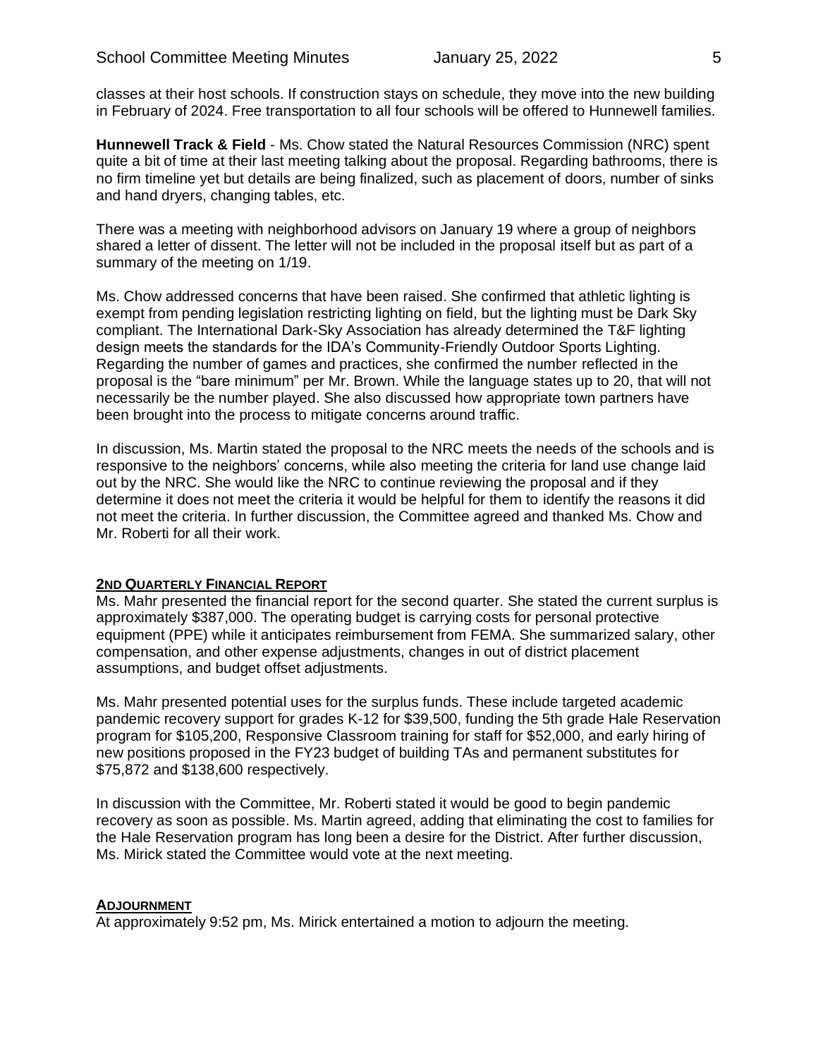classes at their host schools. If construction stays on schedule, they move into the new building in February of 2024. Free transportation to all four schools will be offered to Hunnewell families.

**Hunnewell Track & Field** - Ms. Chow stated the Natural Resources Commission (NRC) spent quite a bit of time at their last meeting talking about the proposal. Regarding bathrooms, there is no firm timeline yet but details are being finalized, such as placement of doors, number of sinks and hand dryers, changing tables, etc.

There was a meeting with neighborhood advisors on January 19 where a group of neighbors shared a letter of dissent. The letter will not be included in the proposal itself but as part of a summary of the meeting on 1/19.

Ms. Chow addressed concerns that have been raised. She confirmed that athletic lighting is exempt from pending legislation restricting lighting on field, but the lighting must be Dark Sky compliant. The International Dark-Sky Association has already determined the T&F lighting design meets the standards for the IDA's Community-Friendly Outdoor Sports Lighting. Regarding the number of games and practices, she confirmed the number reflected in the proposal is the "bare minimum" per Mr. Brown. While the language states up to 20, that will not necessarily be the number played. She also discussed how appropriate town partners have been brought into the process to mitigate concerns around traffic.

In discussion, Ms. Martin stated the proposal to the NRC meets the needs of the schools and is responsive to the neighbors' concerns, while also meeting the criteria for land use change laid out by the NRC. She would like the NRC to continue reviewing the proposal and if they determine it does not meet the criteria it would be helpful for them to identify the reasons it did not meet the criteria. In further discussion, the Committee agreed and thanked Ms. Chow and Mr. Roberti for all their work.

## 2ND QUARTERLY FINANCIAL REPORT

Ms. Mahr presented the financial report for the second quarter. She stated the current surplus is approximately $387,000. The operating budget is carrying costs for personal protective equipment (PPE) while it anticipates reimbursement from FEMA. She summarized salary, other compensation, and other expense adjustments, changes in out of district placement assumptions, and budget offset adjustments.

Ms. Mahr presented potential uses for the surplus funds. These include targeted academic pandemic recovery support for grades K-12 for $39,500, funding the 5th grade Hale Reservation program for $105,200, Responsive Classroom training for staff for $52,000, and early hiring of new positions proposed in the FY23 budget of building TAs and permanent substitutes for $75,872 and $138,600 respectively.

In discussion with the Committee, Mr. Roberti stated it would be good to begin pandemic recovery as soon as possible. Ms. Martin agreed, adding that eliminating the cost to families for the Hale Reservation program has long been a desire for the District. After further discussion, Ms. Mirick stated the Committee would vote at the next meeting.

## ADJOURNMENT

At approximately 9:52 pm, Ms. Mirick entertained a motion to adjourn the meeting.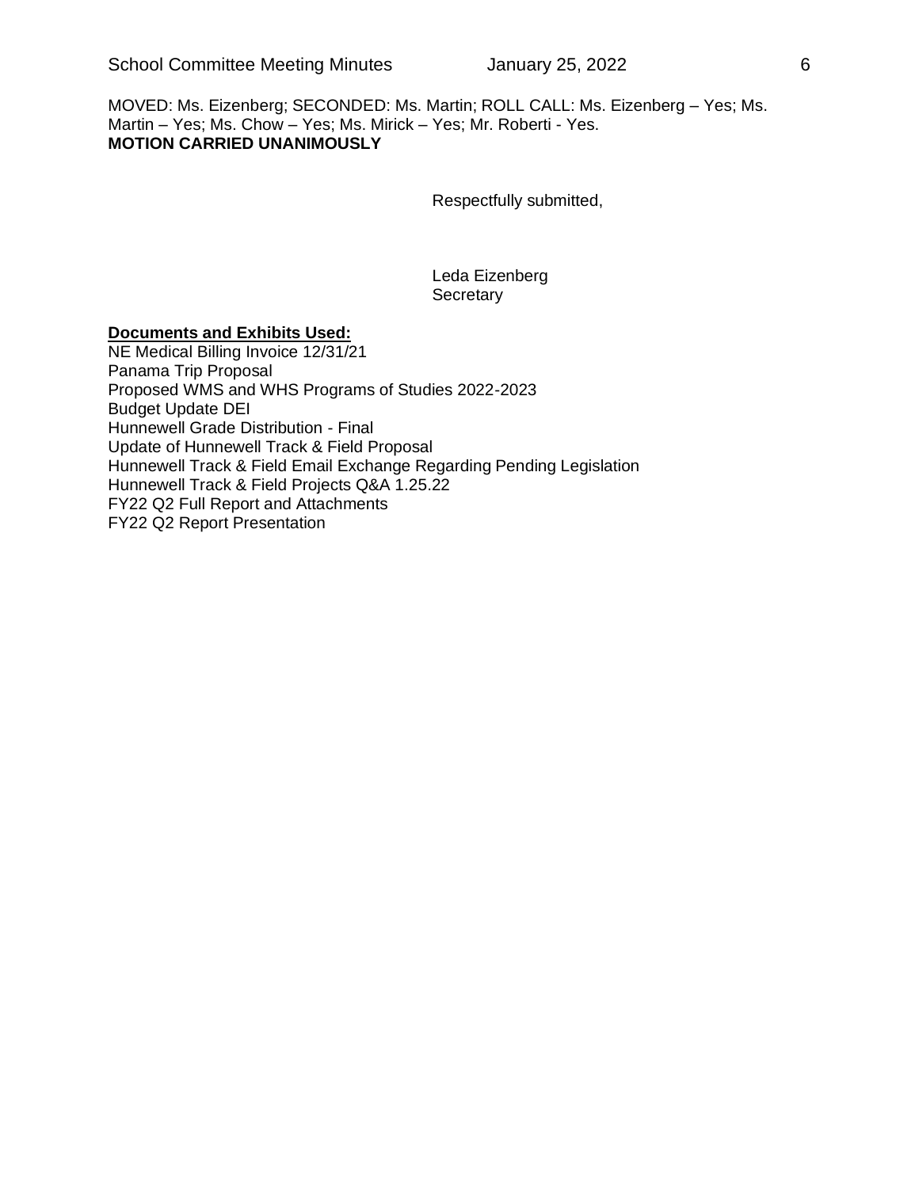MOVED: Ms. Eizenberg; SECONDED: Ms. Martin; ROLL CALL: Ms. Eizenberg – Yes; Ms. Martin – Yes; Ms. Chow – Yes; Ms. Mirick – Yes; Mr. Roberti - Yes.
**MOTION CARRIED UNANIMOUSLY**

Respectfully submitted,

Leda Eizenberg
Secretary

**Documents and Exhibits Used:**

NE Medical Billing Invoice 12/31/21
Panama Trip Proposal
Proposed WMS and WHS Programs of Studies 2022-2023
Budget Update DEI
Hunnewell Grade Distribution - Final
Update of Hunnewell Track & Field Proposal
Hunnewell Track & Field Email Exchange Regarding Pending Legislation
Hunnewell Track & Field Projects Q&A 1.25.22
FY22 Q2 Full Report and Attachments
FY22 Q2 Report Presentation